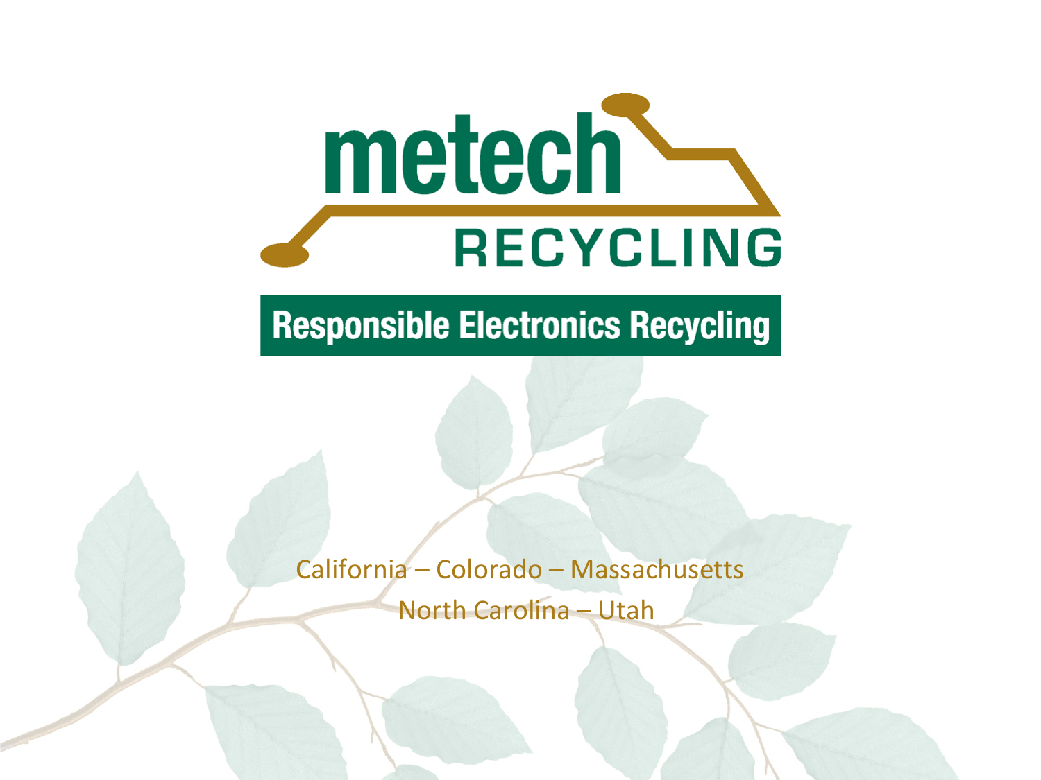# metech RECYCLING

**Responsible Electronics Recycling**

California – Colorado – Massachusetts

North Carolina – Utah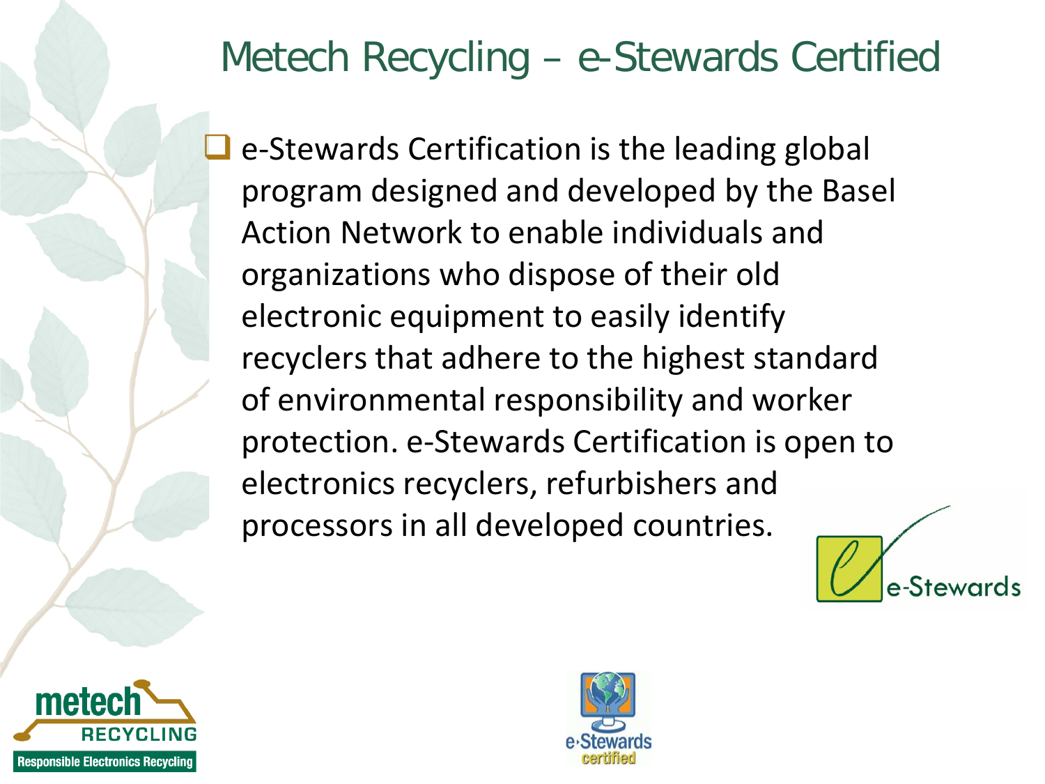# Metech Recycling – e-Stewards Certified

- e-Stewards Certification is the leading global program designed and developed by the Basel Action Network to enable individuals and organizations who dispose of their old electronic equipment to easily identify recyclers that adhere to the highest standard of environmental responsibility and worker protection. e-Stewards Certification is open to electronics recyclers, refurbishers and processors in all developed countries.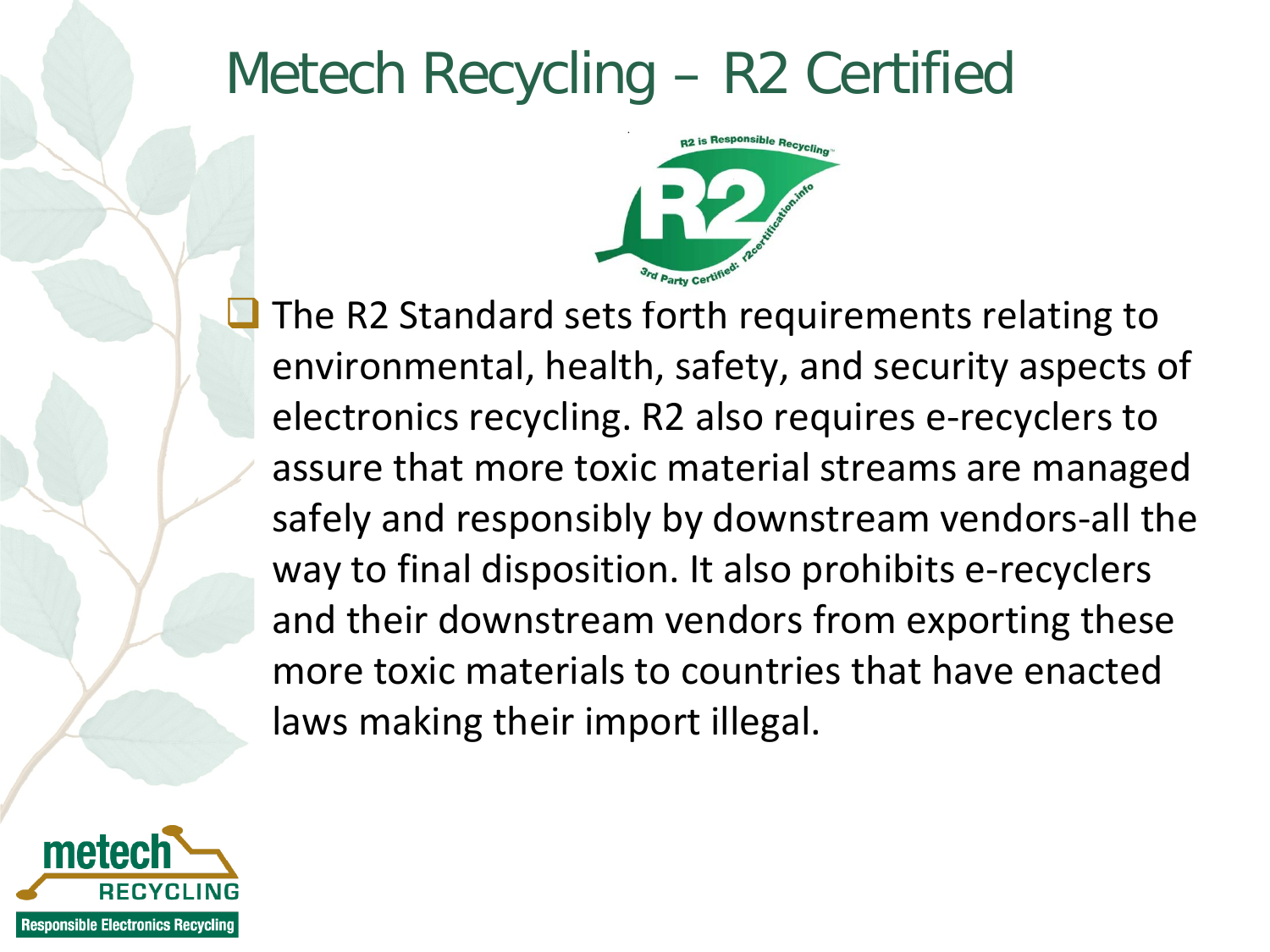# Metech Recycling – R2 Certified

- The R2 Standard sets forth requirements relating to environmental, health, safety, and security aspects of electronics recycling. R2 also requires e-recyclers to assure that more toxic material streams are managed safely and responsibly by downstream vendors-all the way to final disposition. It also prohibits e-recyclers and their downstream vendors from exporting these more toxic materials to countries that have enacted laws making their import illegal.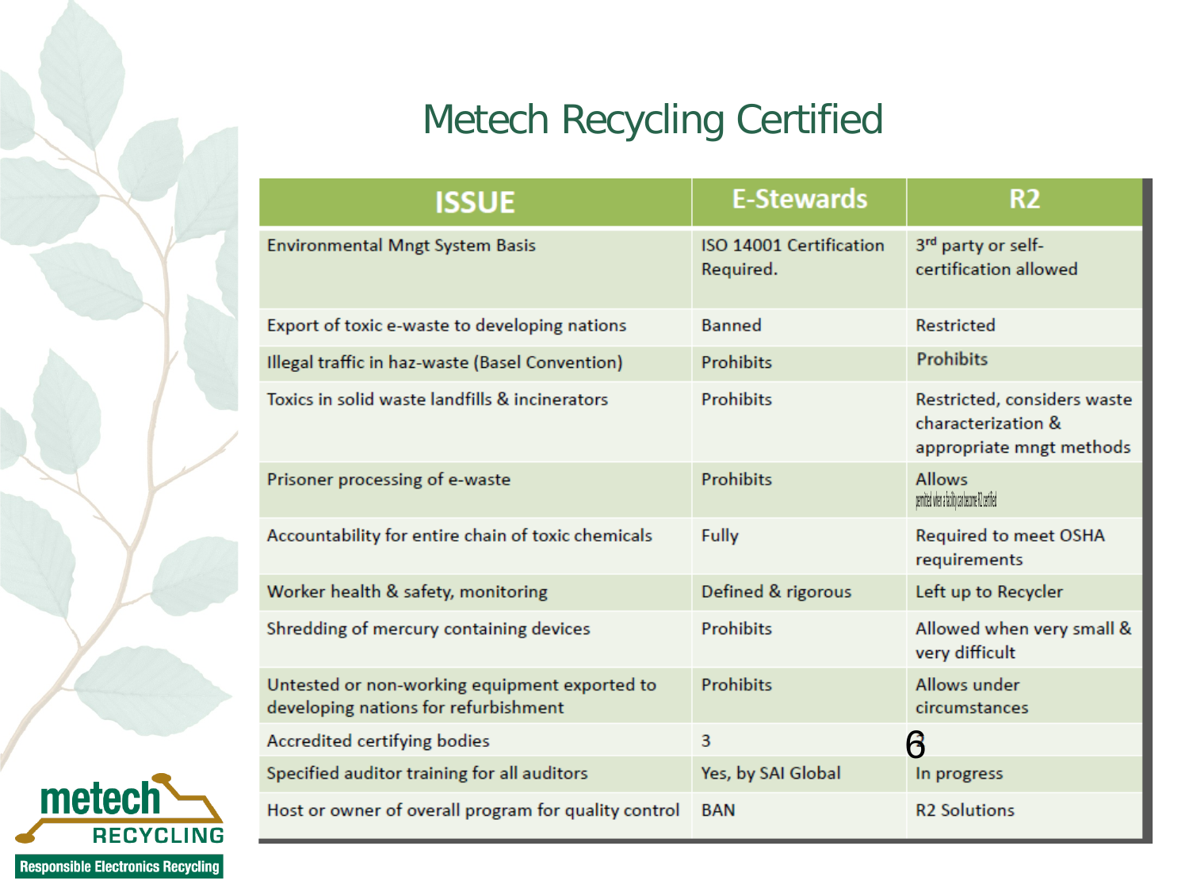# Metech Recycling Certified

| ISSUE | E-Stewards | R2 |
| --- | --- | --- |
| Environmental Mngt System Basis | ISO 14001 Certification Required. | 3rd party or self-certification allowed |
| Export of toxic e-waste to developing nations | Banned | Restricted |
| Illegal traffic in haz-waste (Basel Convention) | Prohibits | Prohibits |
| Toxics in solid waste landfills & incinerators | Prohibits | Restricted, considers waste characterization & appropriate mngt methods |
| Prisoner processing of e-waste | Prohibits | Allows permitted when a facility can become R2 certified |
| Accountability for entire chain of toxic chemicals | Fully | Required to meet OSHA requirements |
| Worker health & safety, monitoring | Defined & rigorous | Left up to Recycler |
| Shredding of mercury containing devices | Prohibits | Allowed when very small & very difficult |
| Untested or non-working equipment exported to developing nations for refurbishment | Prohibits | Allows under circumstances |
| Accredited certifying bodies | 3 | 6 |
| Specified auditor training for all auditors | Yes, by SAI Global | In progress |
| Host or owner of overall program for quality control | BAN | R2 Solutions |

metech RECYCLING
Responsible Electronics Recycling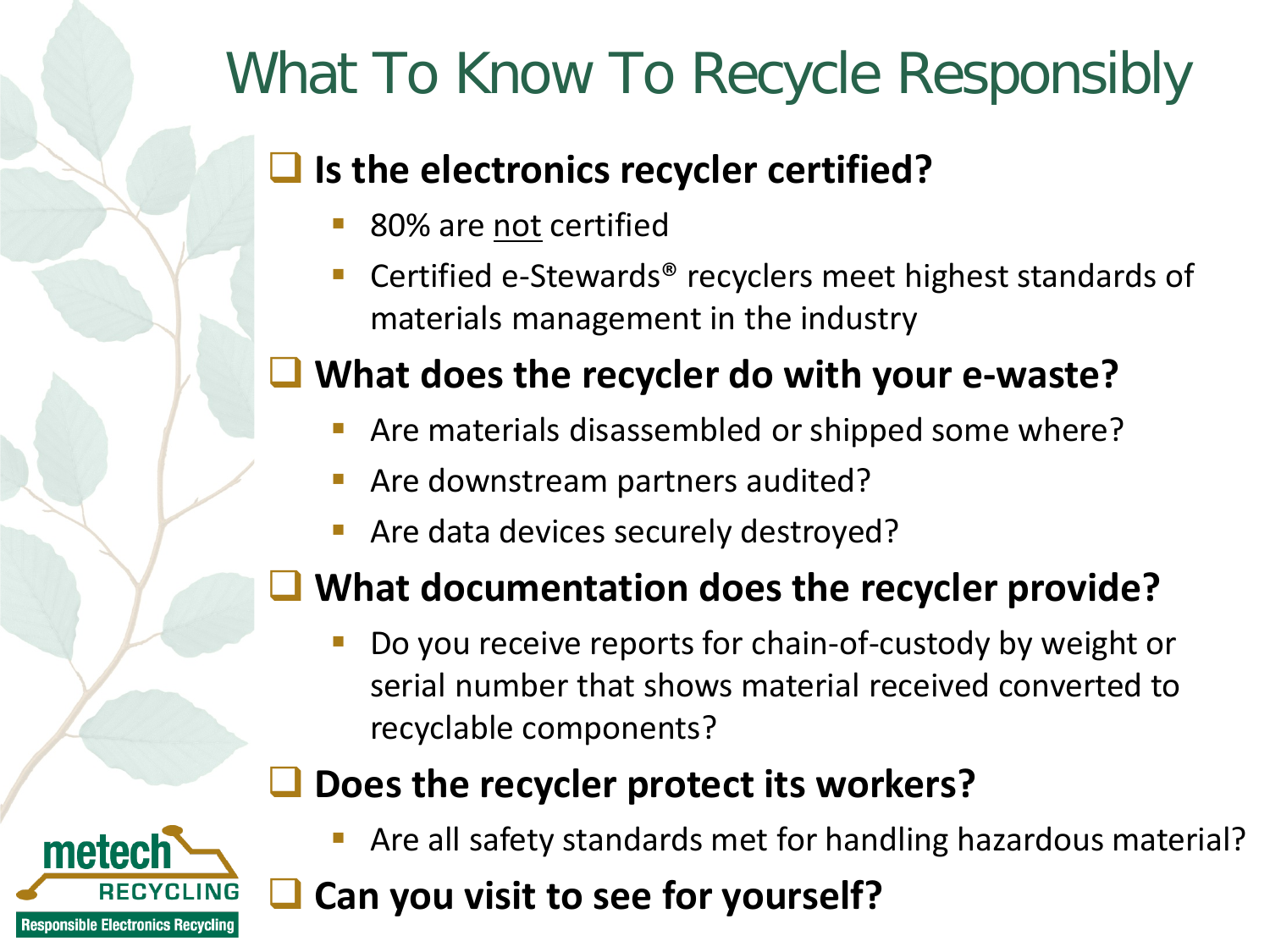# What To Know To Recycle Responsibly

- **Is the electronics recycler certified?**
  - 80% are not certified
  - Certified e-Stewards® recyclers meet highest standards of materials management in the industry
- **What does the recycler do with your e-waste?**
  - Are materials disassembled or shipped some where?
  - Are downstream partners audited?
  - Are data devices securely destroyed?
- **What documentation does the recycler provide?**
  - Do you receive reports for chain-of-custody by weight or serial number that shows material received converted to recyclable components?
- **Does the recycler protect its workers?**
  - Are all safety standards met for handling hazardous material?
- **Can you visit to see for yourself?**

metech RECYCLING
Responsible Electronics Recycling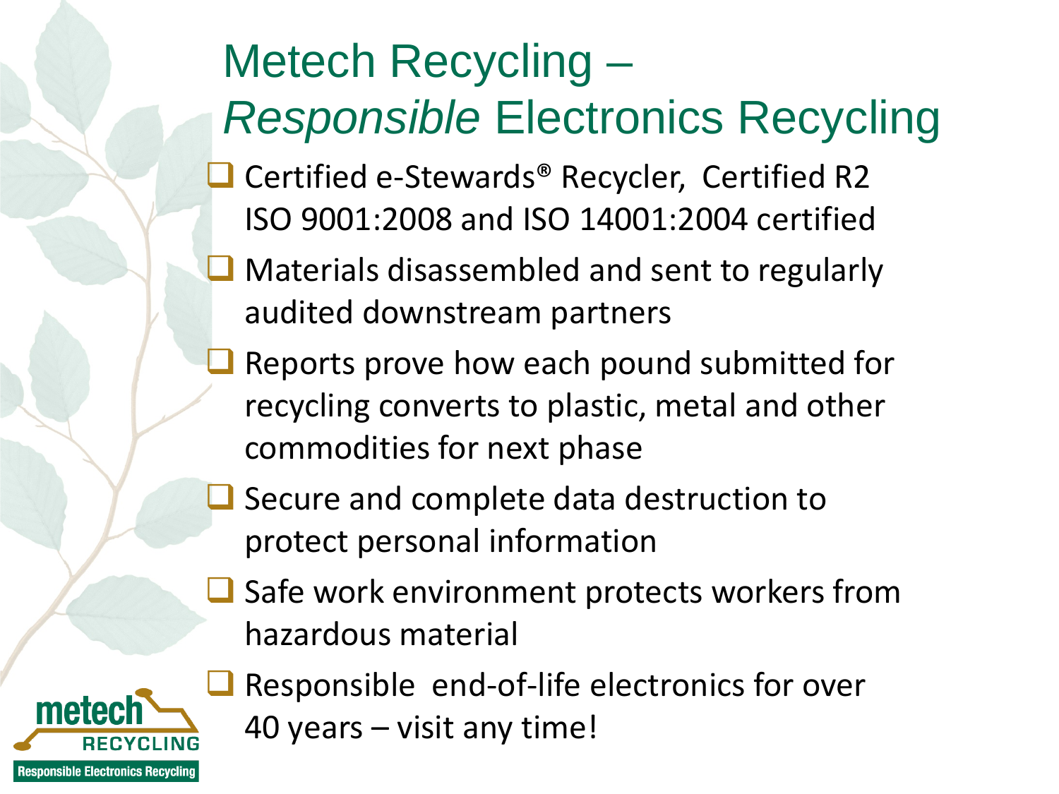# Metech Recycling – *Responsible* Electronics Recycling

- Certified e-Stewards® Recycler, Certified R2 ISO 9001:2008 and ISO 14001:2004 certified
- Materials disassembled and sent to regularly audited downstream partners
- Reports prove how each pound submitted for recycling converts to plastic, metal and other commodities for next phase
- Secure and complete data destruction to protect personal information
- Safe work environment protects workers from hazardous material
- Responsible end-of-life electronics for over 40 years – visit any time!

metech RECYCLING

Responsible Electronics Recycling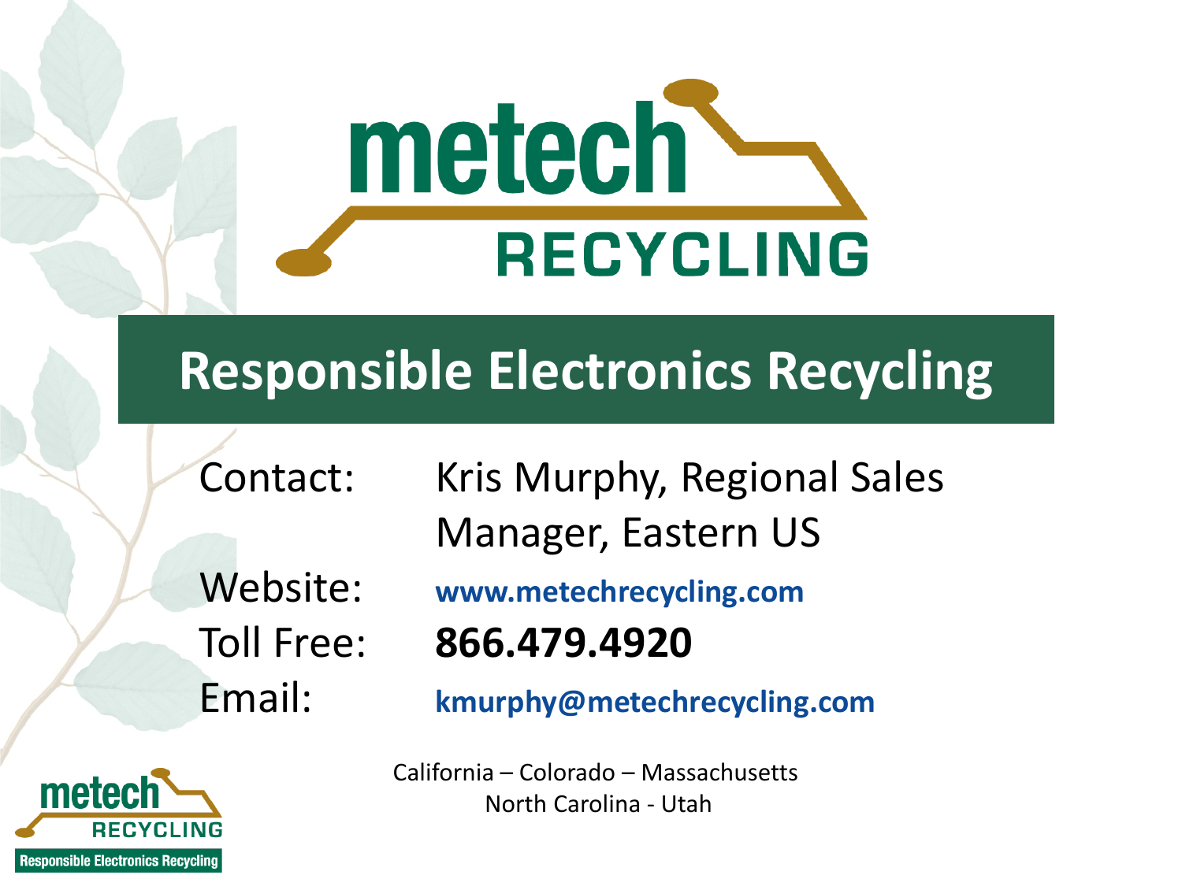# metech RECYCLING

## Responsible Electronics Recycling

| | |
|---|---|
| Contact: | Kris Murphy, Regional Sales Manager, Eastern US |
| Website: | **www.metechrecycling.com** |
| Toll Free: | **866.479.4920** |
| Email: | **kmurphy@metechrecycling.com** |

California – Colorado – Massachusetts
North Carolina - Utah